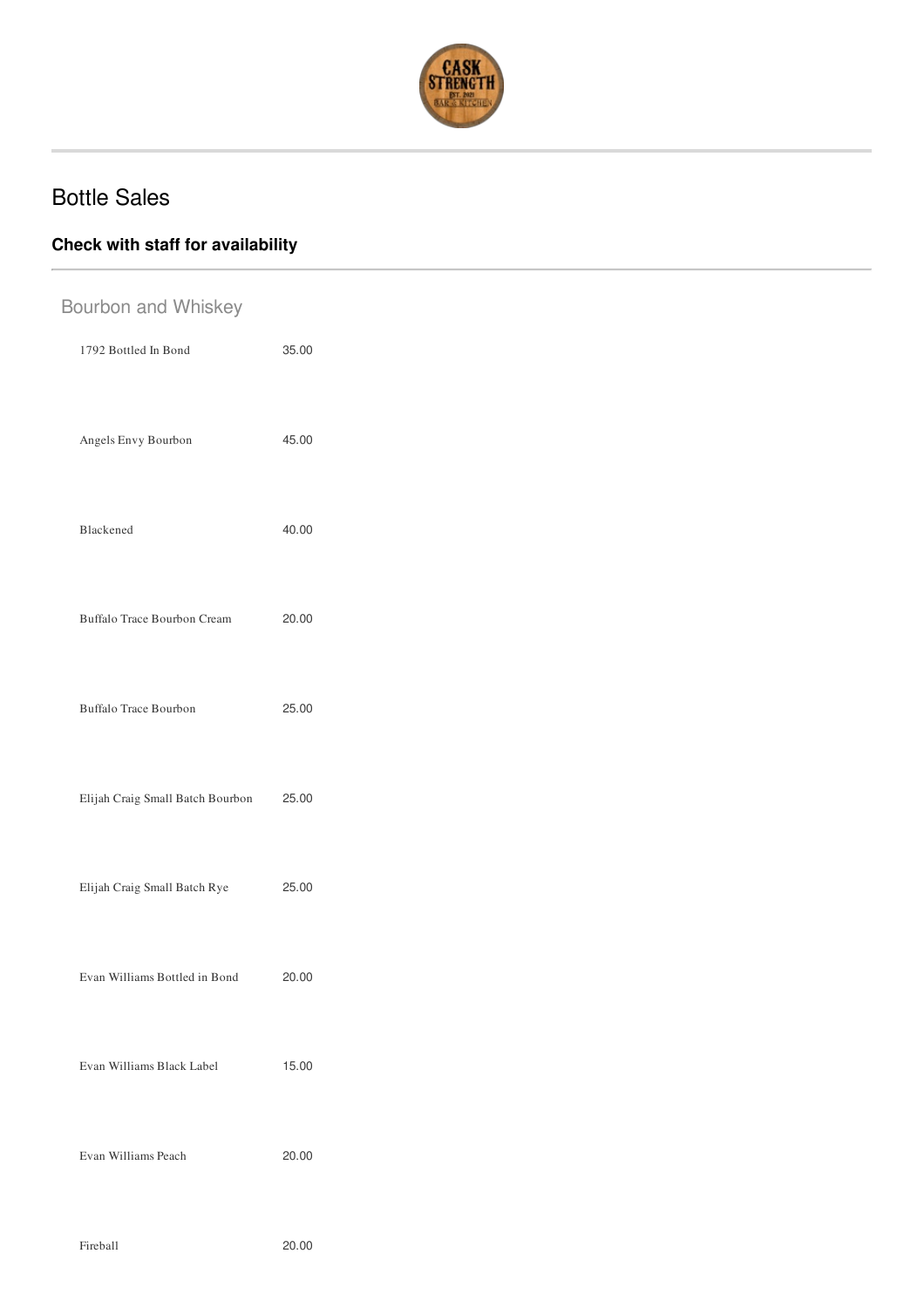# Bottle Sales

**Check with staff for availability**

## Bourbon and Whiskey

| Item | Price |
| --- | --- |
| 1792 Bottled In Bond | 35.00 |
| Angels Envy Bourbon | 45.00 |
| Blackened | 40.00 |
| Buffalo Trace Bourbon Cream | 20.00 |
| Buffalo Trace Bourbon | 25.00 |
| Elijah Craig Small Batch Bourbon | 25.00 |
| Elijah Craig Small Batch Rye | 25.00 |
| Evan Williams Bottled in Bond | 20.00 |
| Evan Williams Black Label | 15.00 |
| Evan Williams Peach | 20.00 |
| Fireball | 20.00 |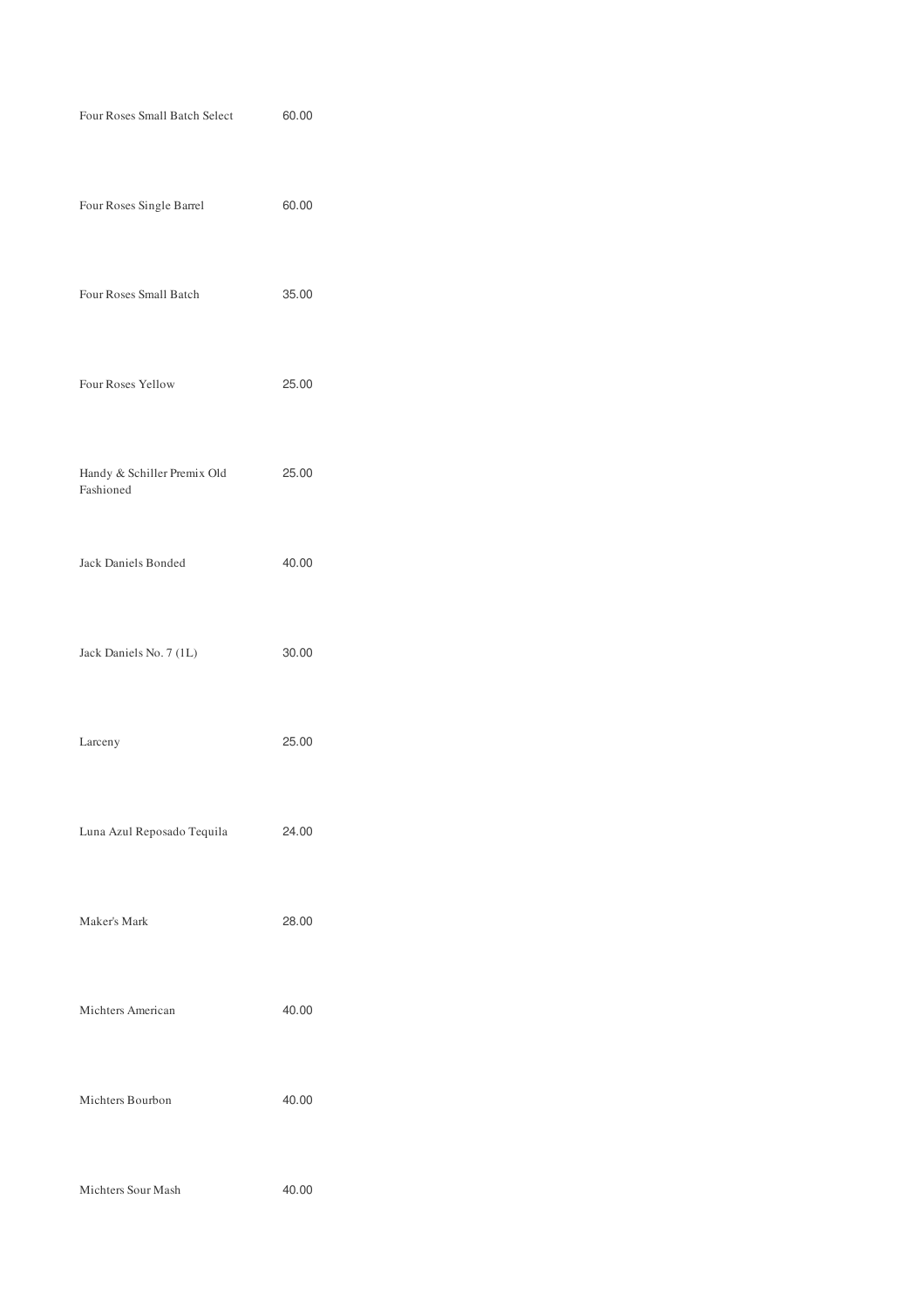| | |
|---|---|
| Four Roses Small Batch Select | 60.00 |
| Four Roses Single Barrel | 60.00 |
| Four Roses Small Batch | 35.00 |
| Four Roses Yellow | 25.00 |
| Handy & Schiller Premix Old Fashioned | 25.00 |
| Jack Daniels Bonded | 40.00 |
| Jack Daniels No. 7 (1L) | 30.00 |
| Larceny | 25.00 |
| Luna Azul Reposado Tequila | 24.00 |
| Maker's Mark | 28.00 |
| Michters American | 40.00 |
| Michters Bourbon | 40.00 |
| Michters Sour Mash | 40.00 |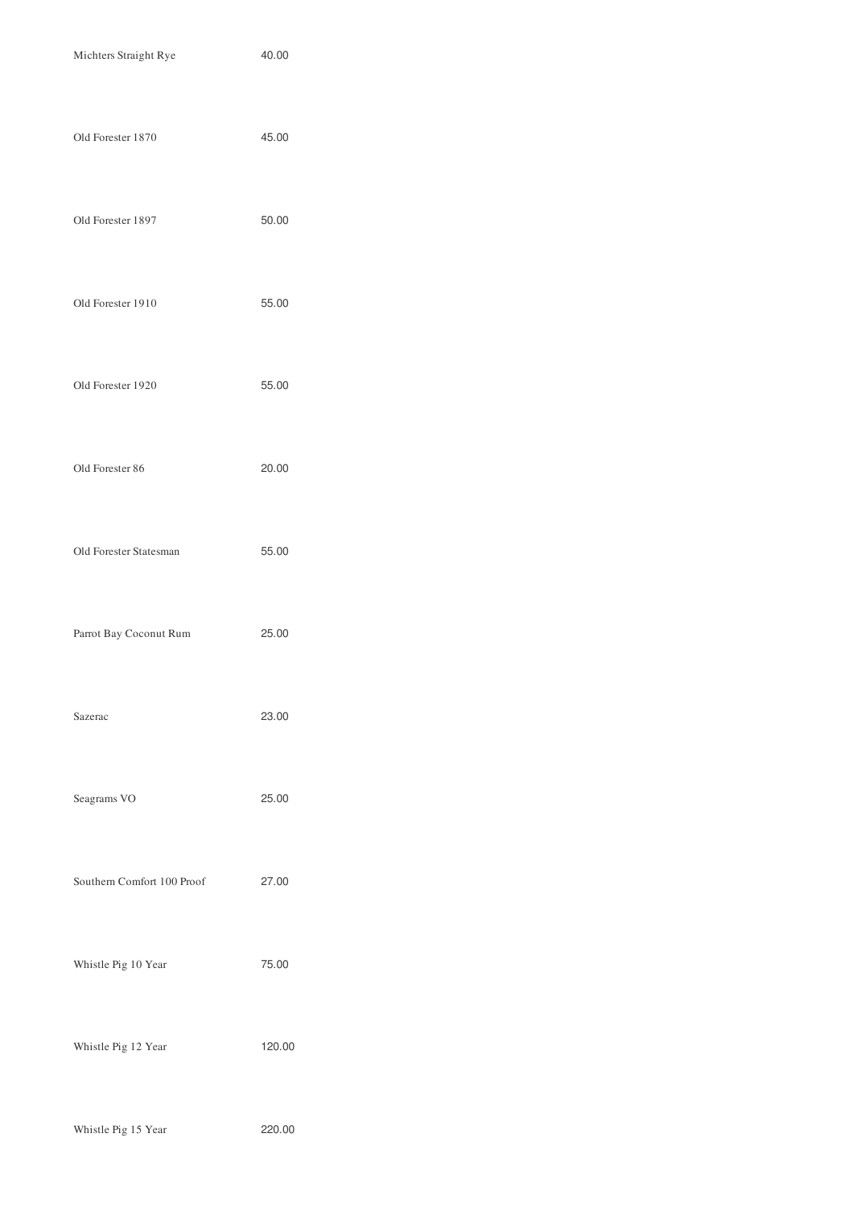| | |
|---|---|
| Michters Straight Rye | 40.00 |
| Old Forester 1870 | 45.00 |
| Old Forester 1897 | 50.00 |
| Old Forester 1910 | 55.00 |
| Old Forester 1920 | 55.00 |
| Old Forester 86 | 20.00 |
| Old Forester Statesman | 55.00 |
| Parrot Bay Coconut Rum | 25.00 |
| Sazerac | 23.00 |
| Seagrams VO | 25.00 |
| Southern Comfort 100 Proof | 27.00 |
| Whistle Pig 10 Year | 75.00 |
| Whistle Pig 12 Year | 120.00 |
| Whistle Pig 15 Year | 220.00 |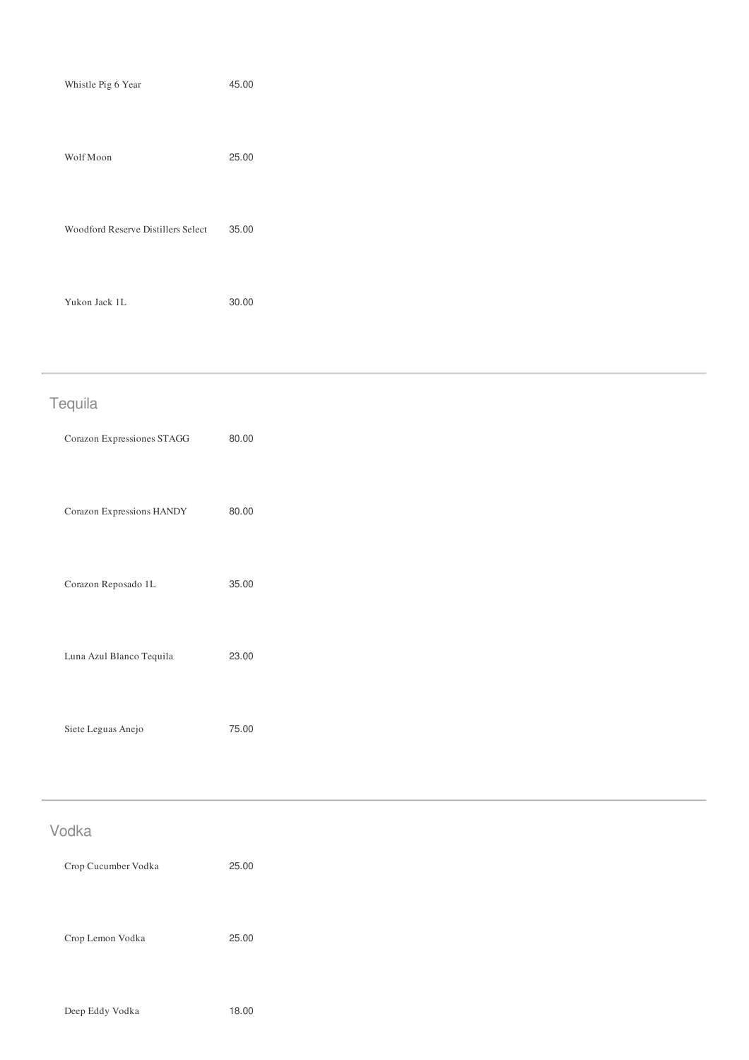| | |
|---|---|
| Whistle Pig 6 Year | 45.00 |
| Wolf Moon | 25.00 |
| Woodford Reserve Distillers Select | 35.00 |
| Yukon Jack 1L | 30.00 |

## Tequila

| | |
|---|---|
| Corazon Expressiones STAGG | 80.00 |
| Corazon Expressions HANDY | 80.00 |
| Corazon Reposado 1L | 35.00 |
| Luna Azul Blanco Tequila | 23.00 |
| Siete Leguas Anejo | 75.00 |

## Vodka

| | |
|---|---|
| Crop Cucumber Vodka | 25.00 |
| Crop Lemon Vodka | 25.00 |
| Deep Eddy Vodka | 18.00 |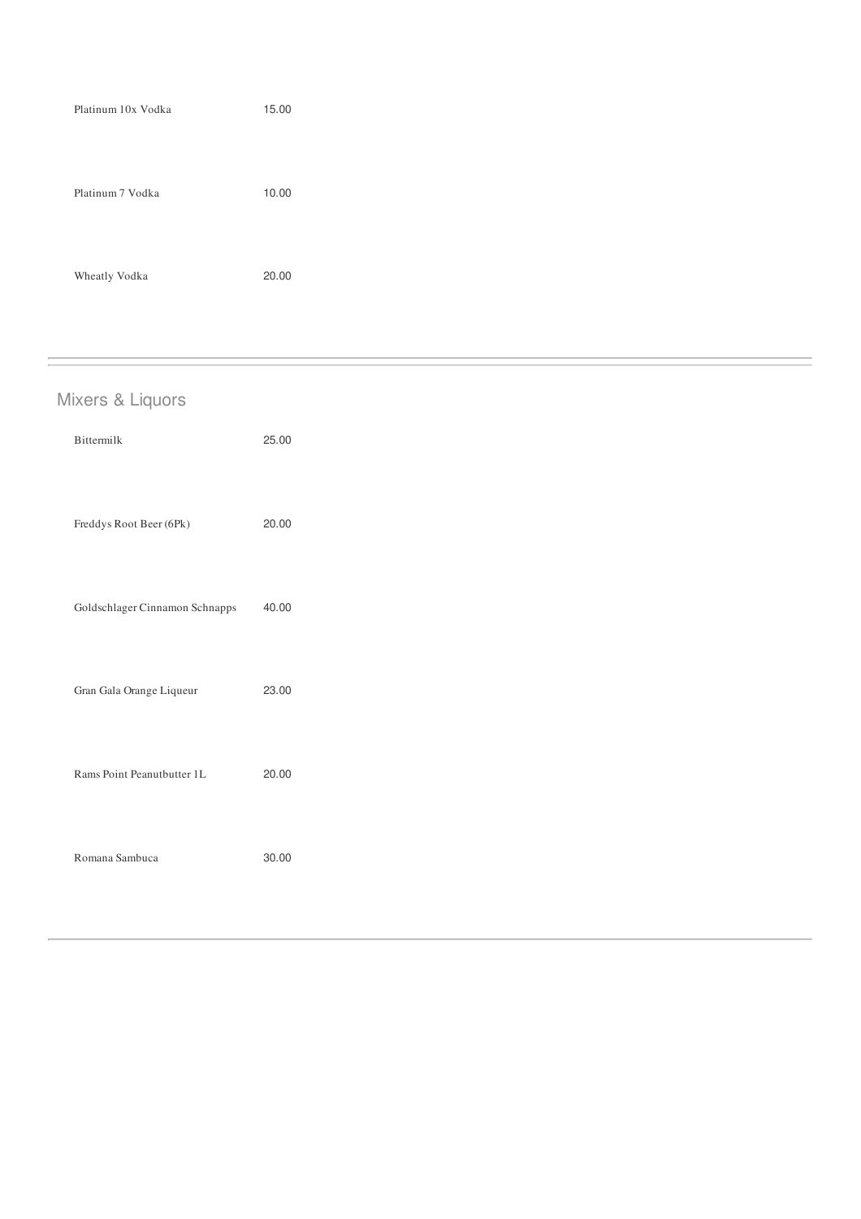| | |
|---|---|
| Platinum 10x Vodka | 15.00 |
| Platinum 7 Vodka | 10.00 |
| Wheatly Vodka | 20.00 |

## Mixers & Liquors

| | |
|---|---|
| Bittermilk | 25.00 |
| Freddys Root Beer (6Pk) | 20.00 |
| Goldschlager Cinnamon Schnapps | 40.00 |
| Gran Gala Orange Liqueur | 23.00 |
| Rams Point Peanutbutter 1L | 20.00 |
| Romana Sambuca | 30.00 |